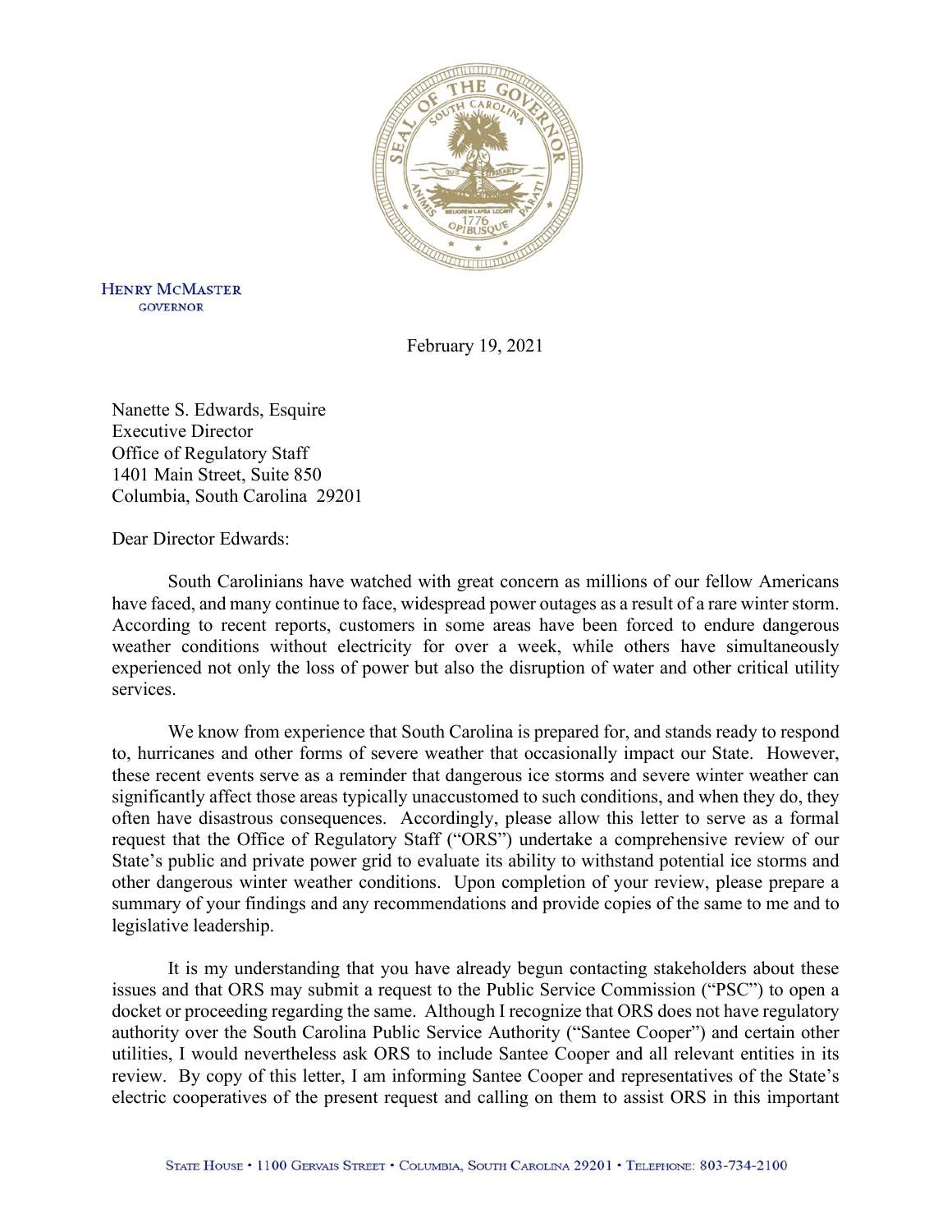HENRY MCMASTER
GOVERNOR

February 19, 2021

Nanette S. Edwards, Esquire
Executive Director
Office of Regulatory Staff
1401 Main Street, Suite 850
Columbia, South Carolina 29201

Dear Director Edwards:

South Carolinians have watched with great concern as millions of our fellow Americans have faced, and many continue to face, widespread power outages as a result of a rare winter storm. According to recent reports, customers in some areas have been forced to endure dangerous weather conditions without electricity for over a week, while others have simultaneously experienced not only the loss of power but also the disruption of water and other critical utility services.

We know from experience that South Carolina is prepared for, and stands ready to respond to, hurricanes and other forms of severe weather that occasionally impact our State. However, these recent events serve as a reminder that dangerous ice storms and severe winter weather can significantly affect those areas typically unaccustomed to such conditions, and when they do, they often have disastrous consequences. Accordingly, please allow this letter to serve as a formal request that the Office of Regulatory Staff ("ORS") undertake a comprehensive review of our State's public and private power grid to evaluate its ability to withstand potential ice storms and other dangerous winter weather conditions. Upon completion of your review, please prepare a summary of your findings and any recommendations and provide copies of the same to me and to legislative leadership.

It is my understanding that you have already begun contacting stakeholders about these issues and that ORS may submit a request to the Public Service Commission ("PSC") to open a docket or proceeding regarding the same. Although I recognize that ORS does not have regulatory authority over the South Carolina Public Service Authority ("Santee Cooper") and certain other utilities, I would nevertheless ask ORS to include Santee Cooper and all relevant entities in its review. By copy of this letter, I am informing Santee Cooper and representatives of the State's electric cooperatives of the present request and calling on them to assist ORS in this important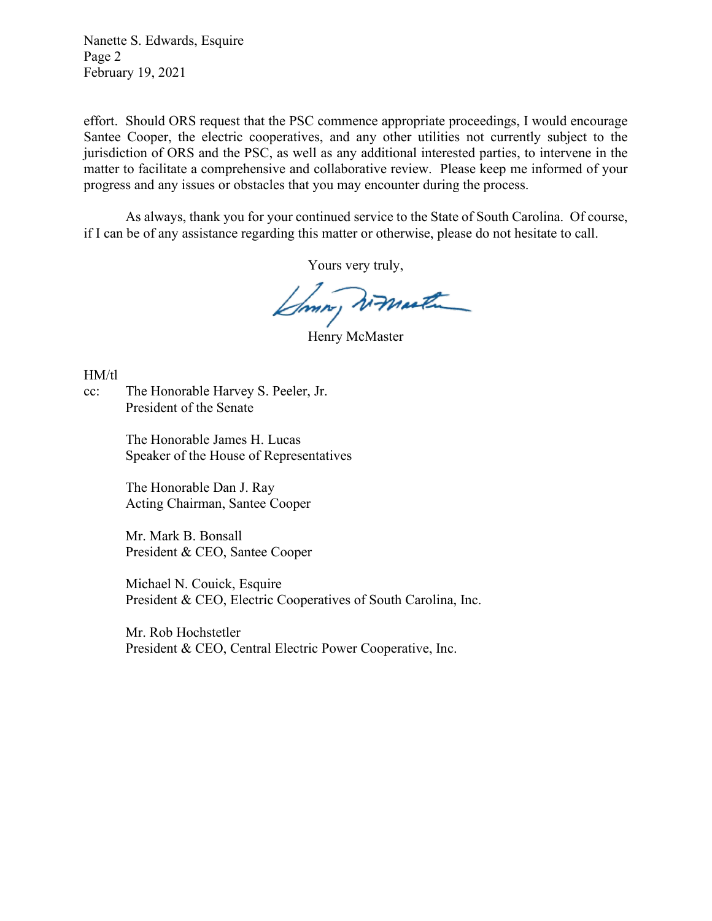effort. Should ORS request that the PSC commence appropriate proceedings, I would encourage Santee Cooper, the electric cooperatives, and any other utilities not currently subject to the jurisdiction of ORS and the PSC, as well as any additional interested parties, to intervene in the matter to facilitate a comprehensive and collaborative review. Please keep me informed of your progress and any issues or obstacles that you may encounter during the process.

As always, thank you for your continued service to the State of South Carolina. Of course, if I can be of any assistance regarding this matter or otherwise, please do not hesitate to call.

Yours very truly,

Henry McMaster

HM/tl

cc: The Honorable Harvey S. Peeler, Jr.
President of the Senate

The Honorable James H. Lucas
Speaker of the House of Representatives

The Honorable Dan J. Ray
Acting Chairman, Santee Cooper

Mr. Mark B. Bonsall
President & CEO, Santee Cooper

Michael N. Couick, Esquire
President & CEO, Electric Cooperatives of South Carolina, Inc.

Mr. Rob Hochstetler
President & CEO, Central Electric Power Cooperative, Inc.